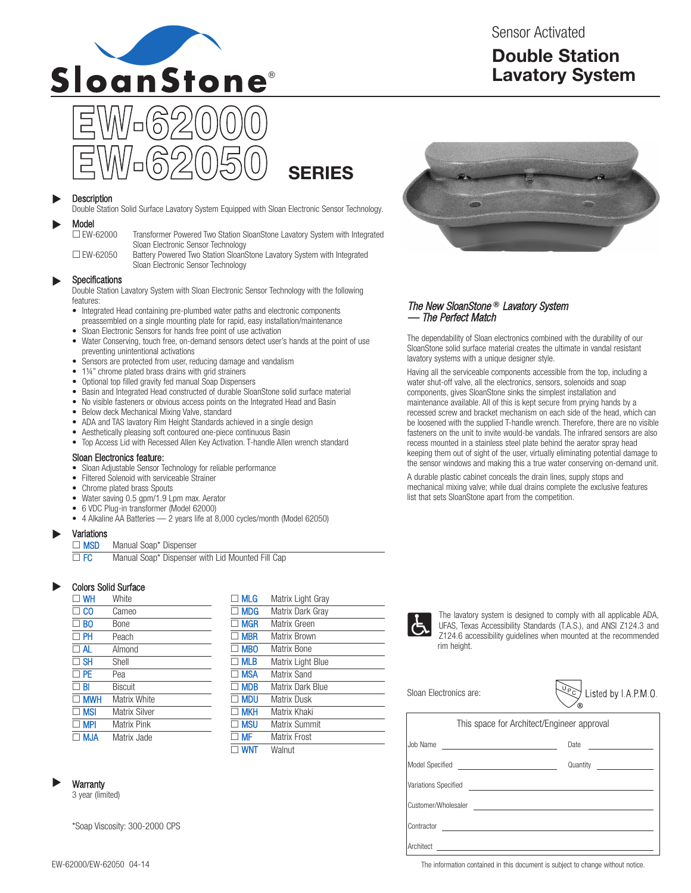# SloanStone®

Sensor Activated

## Double Station Lavatory System

# EW-62000 EW-62050 SERIES

### Description

Double Station Solid Surface Lavatory System Equipped with Sloan Electronic Sensor Technology.

### Model

☐ EW-62000 Transformer Powered Two Station SloanStone Lavatory System with Integrated Sloan Electronic Sensor Technology

☐ EW-62050 Battery Powered Two Station SloanStone Lavatory System with Integrated Sloan Electronic Sensor Technology

### Specifications

Double Station Lavatory System with Sloan Electronic Sensor Technology with the following features:

- Integrated Head containing pre-plumbed water paths and electronic components preassembled on a single mounting plate for rapid, easy installation/maintenance
- Sloan Electronic Sensors for hands free point of use activation
- Water Conserving, touch free, on-demand sensors detect user's hands at the point of use preventing unintentional activations
- Sensors are protected from user, reducing damage and vandalism
- 1¼" chrome plated brass drains with grid strainers
- Optional top filled gravity fed manual Soap Dispensers
- Basin and Integrated Head constructed of durable SloanStone solid surface material
- No visible fasteners or obvious access points on the Integrated Head and Basin
- Below deck Mechanical Mixing Valve, standard
- ADA and TAS lavatory Rim Height Standards achieved in a single design
- Aesthetically pleasing soft contoured one-piece continuous Basin
- Top Access Lid with Recessed Allen Key Activation. T-handle Allen wrench standard

#### Sloan Electronics feature:

- Sloan Adjustable Sensor Technology for reliable performance
- Filtered Solenoid with serviceable Strainer
- Chrome plated brass Spouts
- Water saving 0.5 gpm/1.9 Lpm max. Aerator
- 6 VDC Plug-in transformer (Model 62000)
- 4 Alkaline AA Batteries — 2 years life at 8,000 cycles/month (Model 62050)

### Variations

☐ MSD Manual Soap* Dispenser

☐ FC Manual Soap* Dispenser with Lid Mounted Fill Cap

### Colors Solid Surface

| Code | Color | Code | Color |
|---|---|---|---|
| ☐ WH | White | ☐ MLG | Matrix Light Gray |
| ☐ CO | Cameo | ☐ MDG | Matrix Dark Gray |
| ☐ BO | Bone | ☐ MGR | Matrix Green |
| ☐ PH | Peach | ☐ MBR | Matrix Brown |
| ☐ AL | Almond | ☐ MBO | Matrix Bone |
| ☐ SH | Shell | ☐ MLB | Matrix Light Blue |
| ☐ PE | Pea | ☐ MSA | Matrix Sand |
| ☐ BI | Biscuit | ☐ MDB | Matrix Dark Blue |
| ☐ MWH | Matrix White | ☐ MDU | Matrix Dusk |
| ☐ MSI | Matrix Silver | ☐ MKH | Matrix Khaki |
| ☐ MPI | Matrix Pink | ☐ MSU | Matrix Summit |
| ☐ MJA | Matrix Jade | ☐ MF | Matrix Frost |
| | | ☐ WNT | Walnut |

### Warranty

3 year (limited)

*Soap Viscosity: 300-2000 CPS

### *The New SloanStone® Lavatory System — The Perfect Match*

The dependability of Sloan electronics combined with the durability of our SloanStone solid surface material creates the ultimate in vandal resistant lavatory systems with a unique designer style.

Having all the serviceable components accessible from the top, including a water shut-off valve, all the electronics, sensors, solenoids and soap components, gives SloanStone sinks the simplest installation and maintenance available. All of this is kept secure from prying hands by a recessed screw and bracket mechanism on each side of the head, which can be loosened with the supplied T-handle wrench. Therefore, there are no visible fasteners on the unit to invite would-be vandals. The infrared sensors are also recess mounted in a stainless steel plate behind the aerator spray head keeping them out of sight of the user, virtually eliminating potential damage to the sensor windows and making this a true water conserving on-demand unit.

A durable plastic cabinet conceals the drain lines, supply stops and mechanical mixing valve; while dual drains complete the exclusive features list that sets SloanStone apart from the competition.

The lavatory system is designed to comply with all applicable ADA, UFAS, Texas Accessibility Standards (T.A.S.), and ANSI Z124.3 and Z124.6 accessibility guidelines when mounted at the recommended rim height.

Sloan Electronics are: Listed by I.A.P.M.O.

This space for Architect/Engineer approval

| | | | |
|---|---|---|---|
| Job Name | | Date | |
| Model Specified | | Quantity | |
| Variations Specified | | | |
| Customer/Wholesaler | | | |
| Contractor | | | |
| Architect | | | |

EW-62000/EW-62050 04-14

The information contained in this document is subject to change without notice.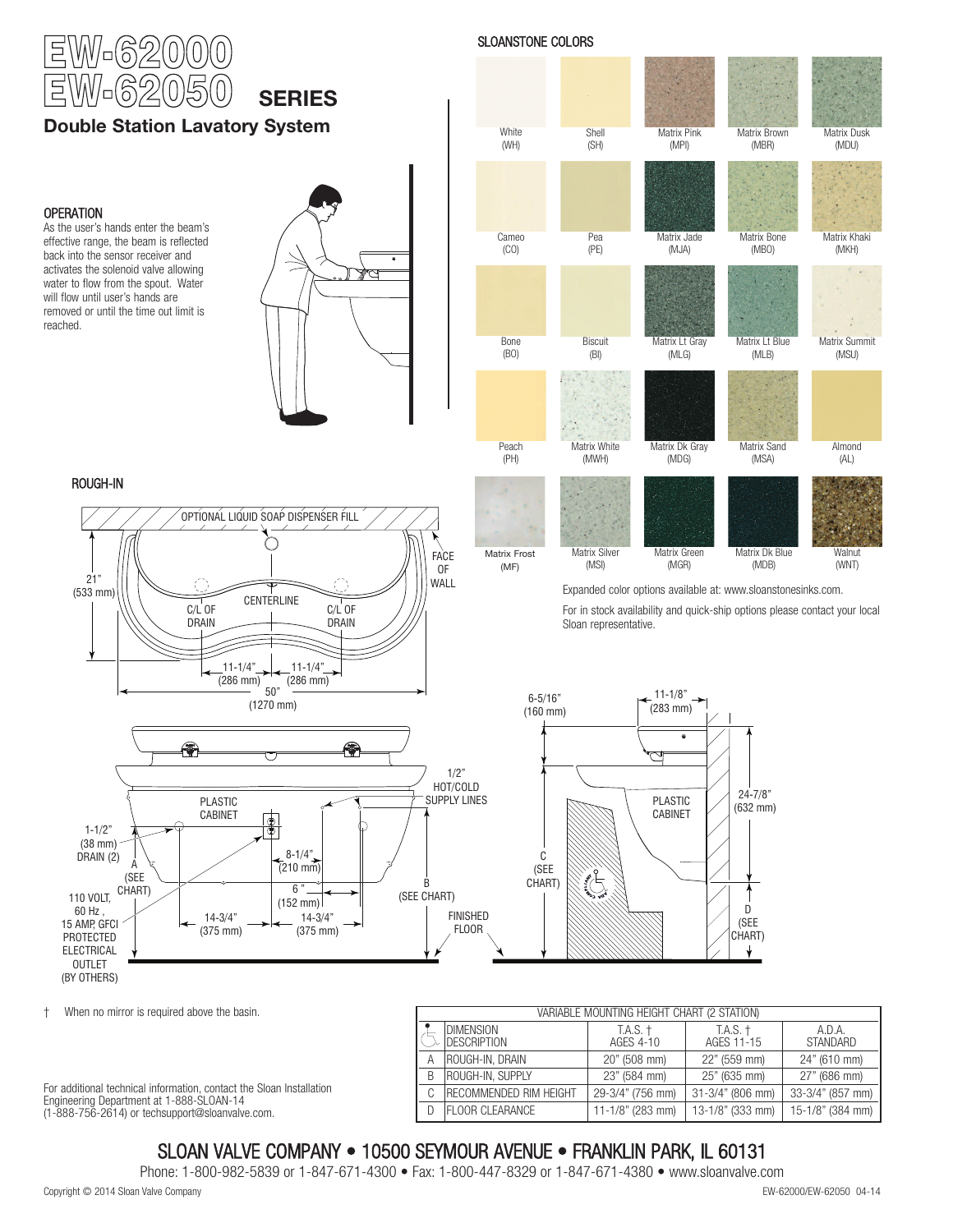# EW-62000 EW-62050 SERIES

## Double Station Lavatory System

### OPERATION

As the user's hands enter the beam's effective range, the beam is reflected back into the sensor receiver and activates the solenoid valve allowing water to flow from the spout. Water will flow until user's hands are removed or until the time out limit is reached.

### SLOANSTONE COLORS

White (WH)
Shell (SH)
Matrix Pink (MPI)
Matrix Brown (MBR)
Matrix Dusk (MDU)
Cameo (CO)
Pea (PE)
Matrix Jade (MJA)
Matrix Bone (MBO)
Matrix Khaki (MKH)
Bone (BO)
Biscuit (BI)
Matrix Lt Gray (MLG)
Matrix Lt Blue (MLB)
Matrix Summit (MSU)
Peach (PH)
Matrix White (MWH)
Matrix Dk Gray (MDG)
Matrix Sand (MSA)
Almond (AL)
Matrix Frost (MF)
Matrix Silver (MSI)
Matrix Green (MGR)
Matrix Dk Blue (MDB)
Walnut (WNT)

Expanded color options available at: www.sloanstonesinks.com.

For in stock availability and quick-ship options please contact your local Sloan representative.

### ROUGH-IN

OPTIONAL LIQUID SOAP DISPENSER FILL
FACE OF WALL
21" (533 mm)
CENTERLINE
C/L OF DRAIN
C/L OF DRAIN
11-1/4" (286 mm)
11-1/4" (286 mm)
50" (1270 mm)

1/2" HOT/COLD SUPPLY LINES
PLASTIC CABINET
1-1/2" (38 mm) DRAIN (2)
A (SEE CHART)
8-1/4" (210 mm)
6" (152 mm)
B (SEE CHART)
110 VOLT, 60 Hz, 15 AMP, GFCI PROTECTED ELECTRICAL OUTLET (BY OTHERS)
14-3/4" (375 mm)
14-3/4" (375 mm)
FINISHED FLOOR

6-5/16" (160 mm)
11-1/8" (283 mm)
PLASTIC CABINET
24-7/8" (632 mm)
C (SEE CHART)
D (SEE CHART)

† When no mirror is required above the basin.

| | VARIABLE MOUNTING HEIGHT CHART (2 STATION) | | | |
|---|---|---|---|---|
| | DIMENSION DESCRIPTION | T.A.S. † AGES 4-10 | T.A.S. † AGES 11-15 | A.D.A. STANDARD |
| A | ROUGH-IN, DRAIN | 20" (508 mm) | 22" (559 mm) | 24" (610 mm) |
| B | ROUGH-IN, SUPPLY | 23" (584 mm) | 25" (635 mm) | 27" (686 mm) |
| C | RECOMMENDED RIM HEIGHT | 29-3/4" (756 mm) | 31-3/4" (806 mm) | 33-3/4" (857 mm) |
| D | FLOOR CLEARANCE | 11-1/8" (283 mm) | 13-1/8" (333 mm) | 15-1/8" (384 mm) |

For additional technical information, contact the Sloan Installation Engineering Department at 1-888-SLOAN-14 (1-888-756-2614) or techsupport@sloanvalve.com.

**SLOAN VALVE COMPANY • 10500 SEYMOUR AVENUE • FRANKLIN PARK, IL 60131**

Phone: 1-800-982-5839 or 1-847-671-4300 • Fax: 1-800-447-8329 or 1-847-671-4380 • www.sloanvalve.com

Copyright © 2014 Sloan Valve Company

EW-62000/EW-62050 04-14